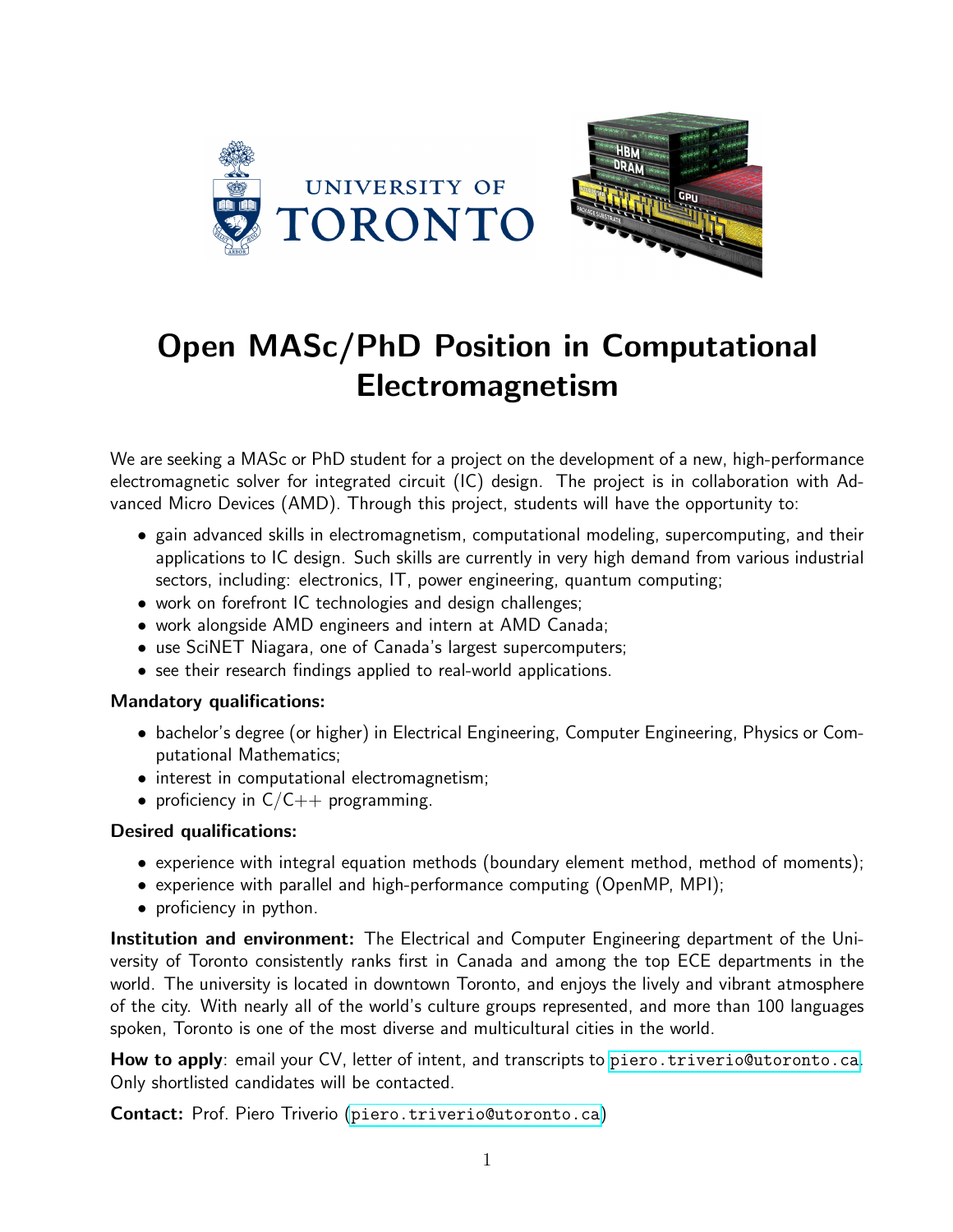# Open MASc/PhD Position in Computational Electromagnetism

We are seeking a MASc or PhD student for a project on the development of a new, high-performance electromagnetic solver for integrated circuit (IC) design. The project is in collaboration with Advanced Micro Devices (AMD). Through this project, students will have the opportunity to:

- gain advanced skills in electromagnetism, computational modeling, supercomputing, and their applications to IC design. Such skills are currently in very high demand from various industrial sectors, including: electronics, IT, power engineering, quantum computing;
- work on forefront IC technologies and design challenges;
- work alongside AMD engineers and intern at AMD Canada;
- use SciNET Niagara, one of Canada's largest supercomputers;
- see their research findings applied to real-world applications.

**Mandatory qualifications:**

- bachelor's degree (or higher) in Electrical Engineering, Computer Engineering, Physics or Computational Mathematics;
- interest in computational electromagnetism;
- proficiency in C/C++ programming.

**Desired qualifications:**

- experience with integral equation methods (boundary element method, method of moments);
- experience with parallel and high-performance computing (OpenMP, MPI);
- proficiency in python.

**Institution and environment:** The Electrical and Computer Engineering department of the University of Toronto consistently ranks first in Canada and among the top ECE departments in the world. The university is located in downtown Toronto, and enjoys the lively and vibrant atmosphere of the city. With nearly all of the world's culture groups represented, and more than 100 languages spoken, Toronto is one of the most diverse and multicultural cities in the world.

**How to apply**: email your CV, letter of intent, and transcripts to piero.triverio@utoronto.ca. Only shortlisted candidates will be contacted.

**Contact:** Prof. Piero Triverio (piero.triverio@utoronto.ca)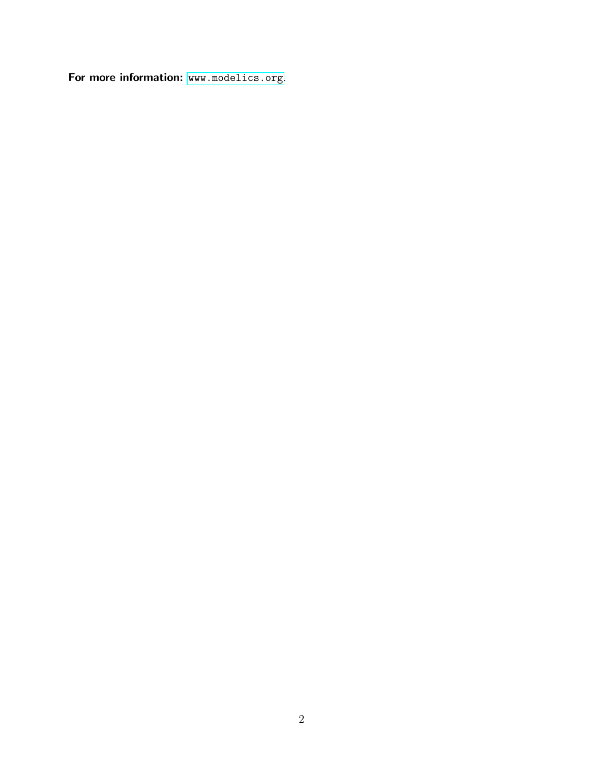**For more information:** `www.modelics.org`.